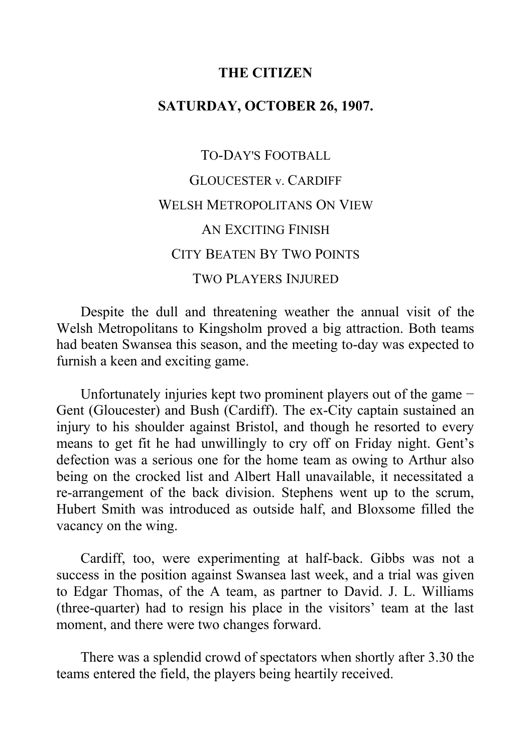**THE CITIZEN**

**SATURDAY, OCTOBER 26, 1907.**

TO-DAY'S FOOTBALL

GLOUCESTER v. CARDIFF

WELSH METROPOLITANS ON VIEW

AN EXCITING FINISH

CITY BEATEN BY TWO POINTS

TWO PLAYERS INJURED

Despite the dull and threatening weather the annual visit of the Welsh Metropolitans to Kingsholm proved a big attraction. Both teams had beaten Swansea this season, and the meeting to-day was expected to furnish a keen and exciting game.

Unfortunately injuries kept two prominent players out of the game − Gent (Gloucester) and Bush (Cardiff). The ex-City captain sustained an injury to his shoulder against Bristol, and though he resorted to every means to get fit he had unwillingly to cry off on Friday night. Gent's defection was a serious one for the home team as owing to Arthur also being on the crocked list and Albert Hall unavailable, it necessitated a re-arrangement of the back division. Stephens went up to the scrum, Hubert Smith was introduced as outside half, and Bloxsome filled the vacancy on the wing.

Cardiff, too, were experimenting at half-back. Gibbs was not a success in the position against Swansea last week, and a trial was given to Edgar Thomas, of the A team, as partner to David. J. L. Williams (three-quarter) had to resign his place in the visitors' team at the last moment, and there were two changes forward.

There was a splendid crowd of spectators when shortly after 3.30 the teams entered the field, the players being heartily received.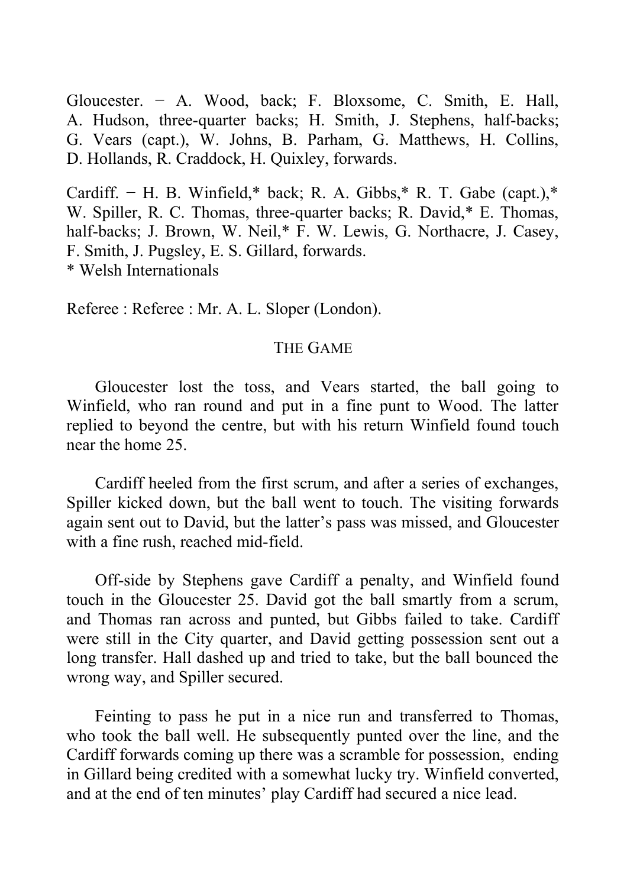Gloucester. − A. Wood, back; F. Bloxsome, C. Smith, E. Hall, A. Hudson, three-quarter backs; H. Smith, J. Stephens, half-backs; G. Vears (capt.), W. Johns, B. Parham, G. Matthews, H. Collins, D. Hollands, R. Craddock, H. Quixley, forwards.

Cardiff. − H. B. Winfield,* back; R. A. Gibbs,* R. T. Gabe (capt.),* W. Spiller, R. C. Thomas, three-quarter backs; R. David,* E. Thomas, half-backs; J. Brown, W. Neil,* F. W. Lewis, G. Northacre, J. Casey, F. Smith, J. Pugsley, E. S. Gillard, forwards.
\* Welsh Internationals

Referee : Referee : Mr. A. L. Sloper (London).

THE GAME

Gloucester lost the toss, and Vears started, the ball going to Winfield, who ran round and put in a fine punt to Wood. The latter replied to beyond the centre, but with his return Winfield found touch near the home 25.

Cardiff heeled from the first scrum, and after a series of exchanges, Spiller kicked down, but the ball went to touch. The visiting forwards again sent out to David, but the latter's pass was missed, and Gloucester with a fine rush, reached mid-field.

Off-side by Stephens gave Cardiff a penalty, and Winfield found touch in the Gloucester 25. David got the ball smartly from a scrum, and Thomas ran across and punted, but Gibbs failed to take. Cardiff were still in the City quarter, and David getting possession sent out a long transfer. Hall dashed up and tried to take, but the ball bounced the wrong way, and Spiller secured.

Feinting to pass he put in a nice run and transferred to Thomas, who took the ball well. He subsequently punted over the line, and the Cardiff forwards coming up there was a scramble for possession, ending in Gillard being credited with a somewhat lucky try. Winfield converted, and at the end of ten minutes' play Cardiff had secured a nice lead.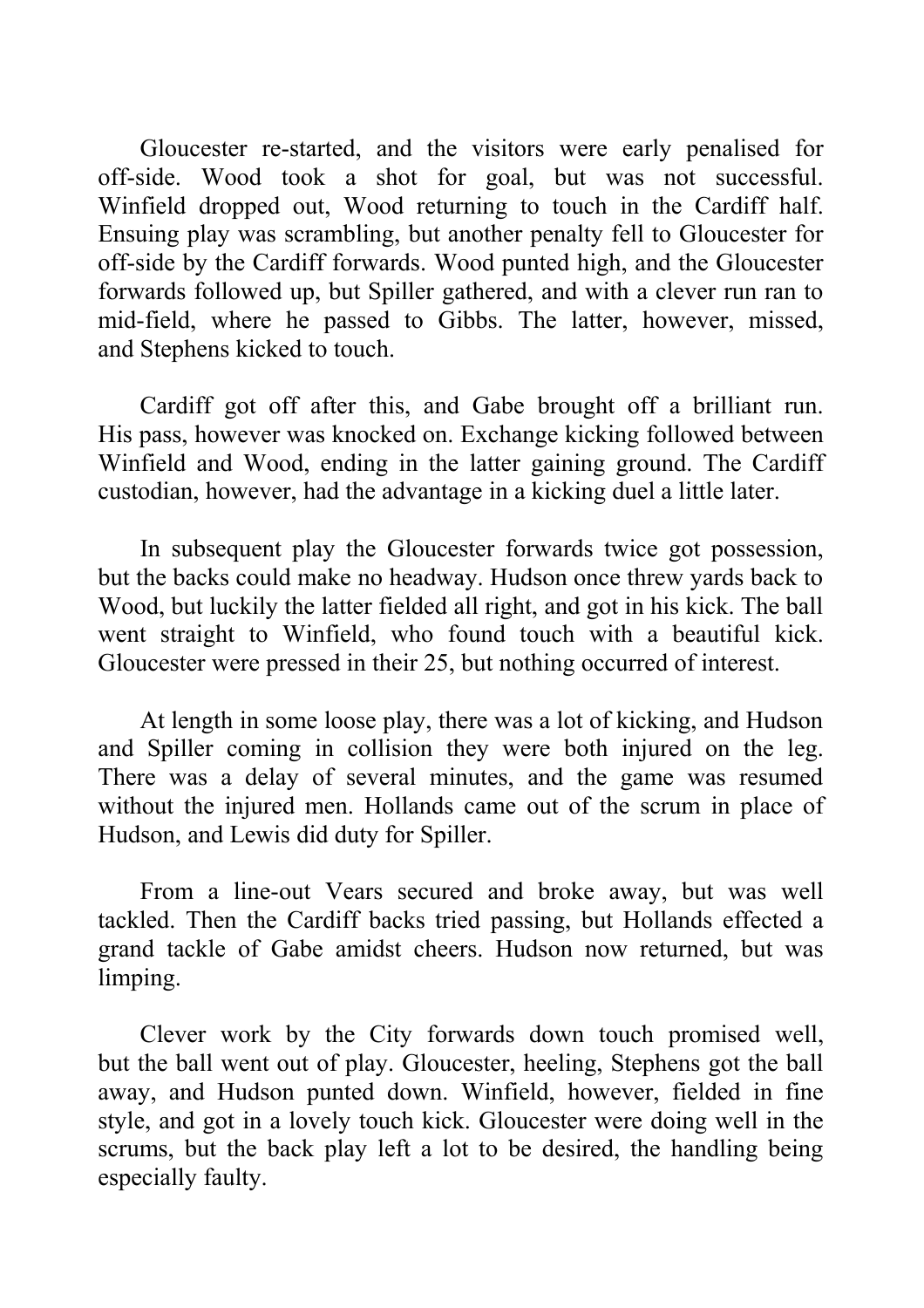Gloucester re-started, and the visitors were early penalised for off-side. Wood took a shot for goal, but was not successful. Winfield dropped out, Wood returning to touch in the Cardiff half. Ensuing play was scrambling, but another penalty fell to Gloucester for off-side by the Cardiff forwards. Wood punted high, and the Gloucester forwards followed up, but Spiller gathered, and with a clever run ran to mid-field, where he passed to Gibbs. The latter, however, missed, and Stephens kicked to touch.

Cardiff got off after this, and Gabe brought off a brilliant run. His pass, however was knocked on. Exchange kicking followed between Winfield and Wood, ending in the latter gaining ground. The Cardiff custodian, however, had the advantage in a kicking duel a little later.

In subsequent play the Gloucester forwards twice got possession, but the backs could make no headway. Hudson once threw yards back to Wood, but luckily the latter fielded all right, and got in his kick. The ball went straight to Winfield, who found touch with a beautiful kick. Gloucester were pressed in their 25, but nothing occurred of interest.

At length in some loose play, there was a lot of kicking, and Hudson and Spiller coming in collision they were both injured on the leg. There was a delay of several minutes, and the game was resumed without the injured men. Hollands came out of the scrum in place of Hudson, and Lewis did duty for Spiller.

From a line-out Vears secured and broke away, but was well tackled. Then the Cardiff backs tried passing, but Hollands effected a grand tackle of Gabe amidst cheers. Hudson now returned, but was limping.

Clever work by the City forwards down touch promised well, but the ball went out of play. Gloucester, heeling, Stephens got the ball away, and Hudson punted down. Winfield, however, fielded in fine style, and got in a lovely touch kick. Gloucester were doing well in the scrums, but the back play left a lot to be desired, the handling being especially faulty.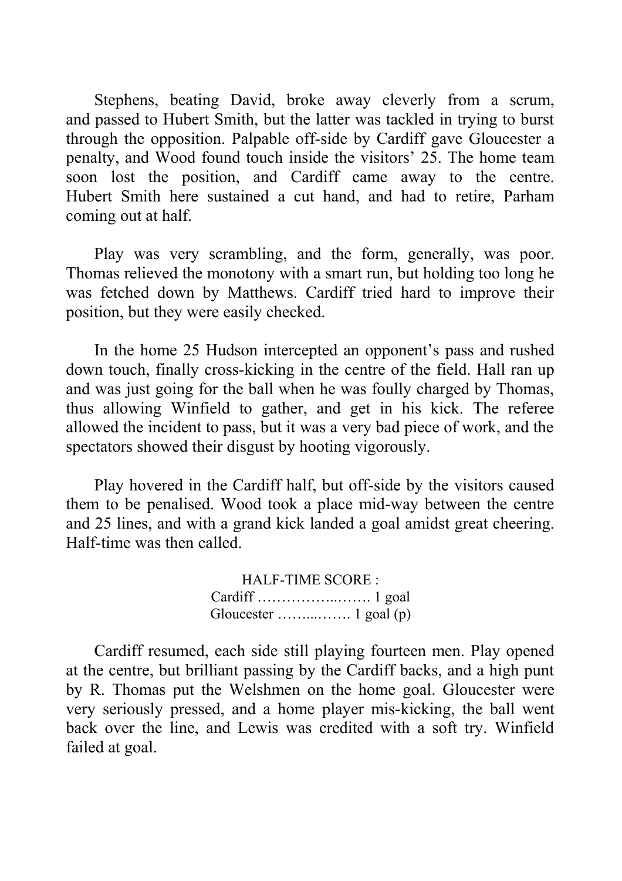Stephens, beating David, broke away cleverly from a scrum, and passed to Hubert Smith, but the latter was tackled in trying to burst through the opposition. Palpable off-side by Cardiff gave Gloucester a penalty, and Wood found touch inside the visitors' 25. The home team soon lost the position, and Cardiff came away to the centre. Hubert Smith here sustained a cut hand, and had to retire, Parham coming out at half.

Play was very scrambling, and the form, generally, was poor. Thomas relieved the monotony with a smart run, but holding too long he was fetched down by Matthews. Cardiff tried hard to improve their position, but they were easily checked.

In the home 25 Hudson intercepted an opponent's pass and rushed down touch, finally cross-kicking in the centre of the field. Hall ran up and was just going for the ball when he was foully charged by Thomas, thus allowing Winfield to gather, and get in his kick. The referee allowed the incident to pass, but it was a very bad piece of work, and the spectators showed their disgust by hooting vigorously.

Play hovered in the Cardiff half, but off-side by the visitors caused them to be penalised. Wood took a place mid-way between the centre and 25 lines, and with a grand kick landed a goal amidst great cheering. Half-time was then called.

HALF-TIME SCORE :
Cardiff ……………..……. 1 goal
Gloucester ……...……. 1 goal (p)

Cardiff resumed, each side still playing fourteen men. Play opened at the centre, but brilliant passing by the Cardiff backs, and a high punt by R. Thomas put the Welshmen on the home goal. Gloucester were very seriously pressed, and a home player mis-kicking, the ball went back over the line, and Lewis was credited with a soft try. Winfield failed at goal.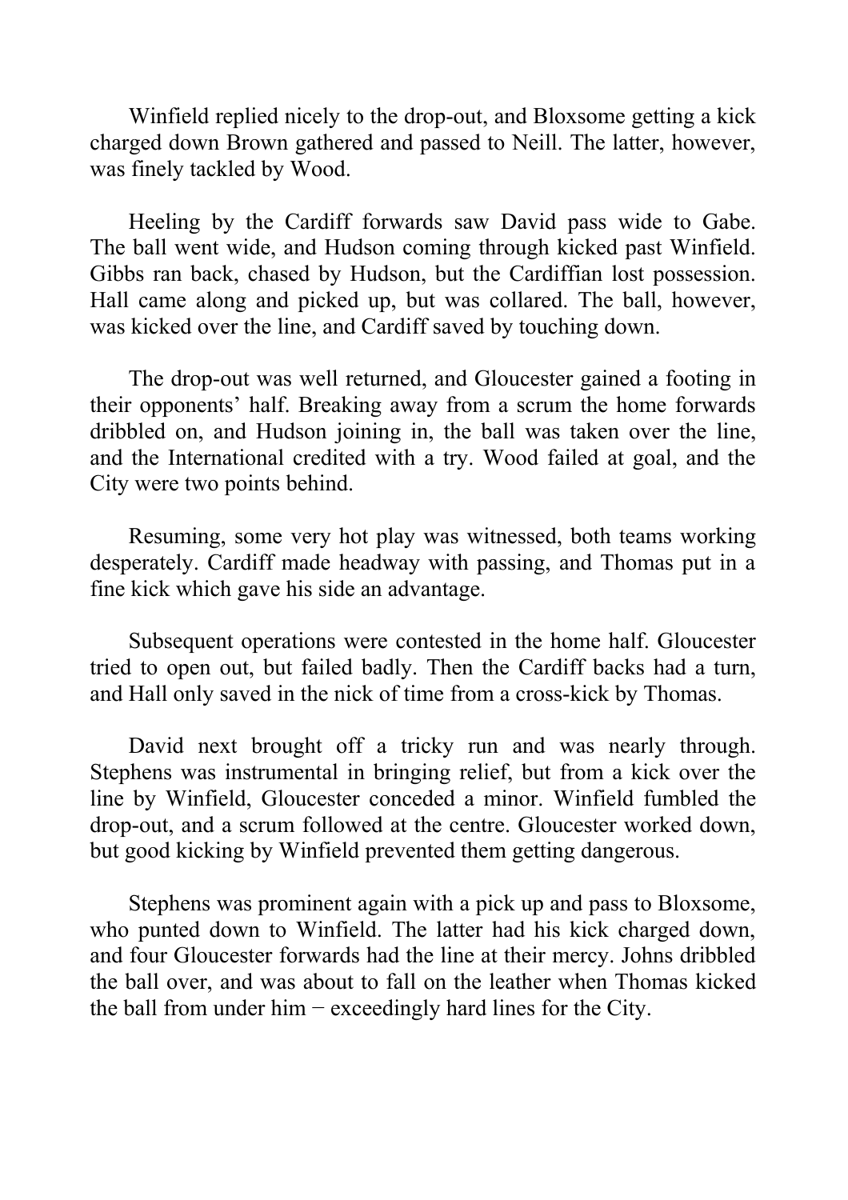Winfield replied nicely to the drop-out, and Bloxsome getting a kick charged down Brown gathered and passed to Neill. The latter, however, was finely tackled by Wood.

Heeling by the Cardiff forwards saw David pass wide to Gabe. The ball went wide, and Hudson coming through kicked past Winfield. Gibbs ran back, chased by Hudson, but the Cardiffian lost possession. Hall came along and picked up, but was collared. The ball, however, was kicked over the line, and Cardiff saved by touching down.

The drop-out was well returned, and Gloucester gained a footing in their opponents' half. Breaking away from a scrum the home forwards dribbled on, and Hudson joining in, the ball was taken over the line, and the International credited with a try. Wood failed at goal, and the City were two points behind.

Resuming, some very hot play was witnessed, both teams working desperately. Cardiff made headway with passing, and Thomas put in a fine kick which gave his side an advantage.

Subsequent operations were contested in the home half. Gloucester tried to open out, but failed badly. Then the Cardiff backs had a turn, and Hall only saved in the nick of time from a cross-kick by Thomas.

David next brought off a tricky run and was nearly through. Stephens was instrumental in bringing relief, but from a kick over the line by Winfield, Gloucester conceded a minor. Winfield fumbled the drop-out, and a scrum followed at the centre. Gloucester worked down, but good kicking by Winfield prevented them getting dangerous.

Stephens was prominent again with a pick up and pass to Bloxsome, who punted down to Winfield. The latter had his kick charged down, and four Gloucester forwards had the line at their mercy. Johns dribbled the ball over, and was about to fall on the leather when Thomas kicked the ball from under him − exceedingly hard lines for the City.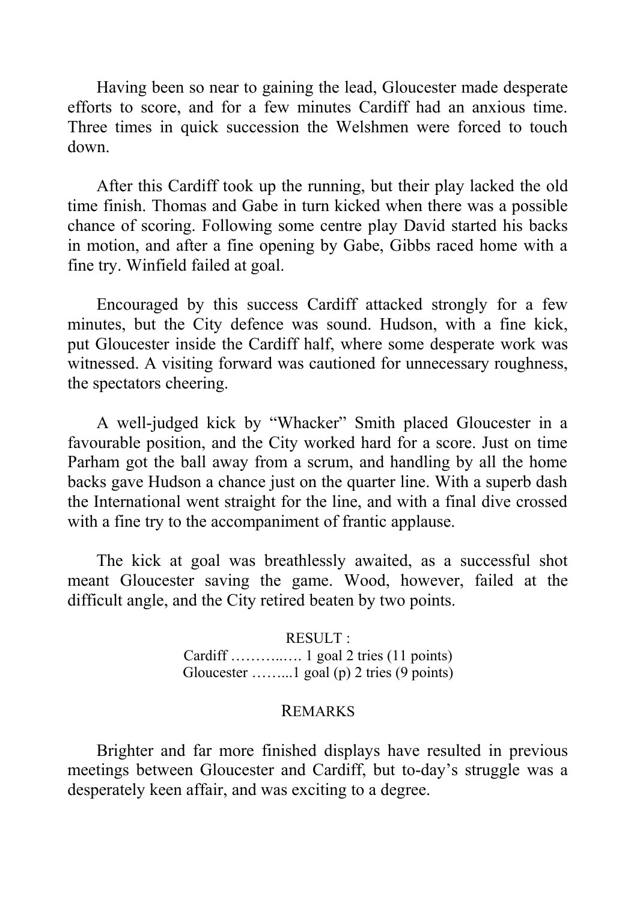Having been so near to gaining the lead, Gloucester made desperate efforts to score, and for a few minutes Cardiff had an anxious time. Three times in quick succession the Welshmen were forced to touch down.

After this Cardiff took up the running, but their play lacked the old time finish. Thomas and Gabe in turn kicked when there was a possible chance of scoring. Following some centre play David started his backs in motion, and after a fine opening by Gabe, Gibbs raced home with a fine try. Winfield failed at goal.

Encouraged by this success Cardiff attacked strongly for a few minutes, but the City defence was sound. Hudson, with a fine kick, put Gloucester inside the Cardiff half, where some desperate work was witnessed. A visiting forward was cautioned for unnecessary roughness, the spectators cheering.

A well-judged kick by "Whacker" Smith placed Gloucester in a favourable position, and the City worked hard for a score. Just on time Parham got the ball away from a scrum, and handling by all the home backs gave Hudson a chance just on the quarter line. With a superb dash the International went straight for the line, and with a final dive crossed with a fine try to the accompaniment of frantic applause.

The kick at goal was breathlessly awaited, as a successful shot meant Gloucester saving the game. Wood, however, failed at the difficult angle, and the City retired beaten by two points.

RESULT :
Cardiff ………..…. 1 goal 2 tries (11 points)
Gloucester ……...1 goal (p) 2 tries (9 points)

REMARKS

Brighter and far more finished displays have resulted in previous meetings between Gloucester and Cardiff, but to-day's struggle was a desperately keen affair, and was exciting to a degree.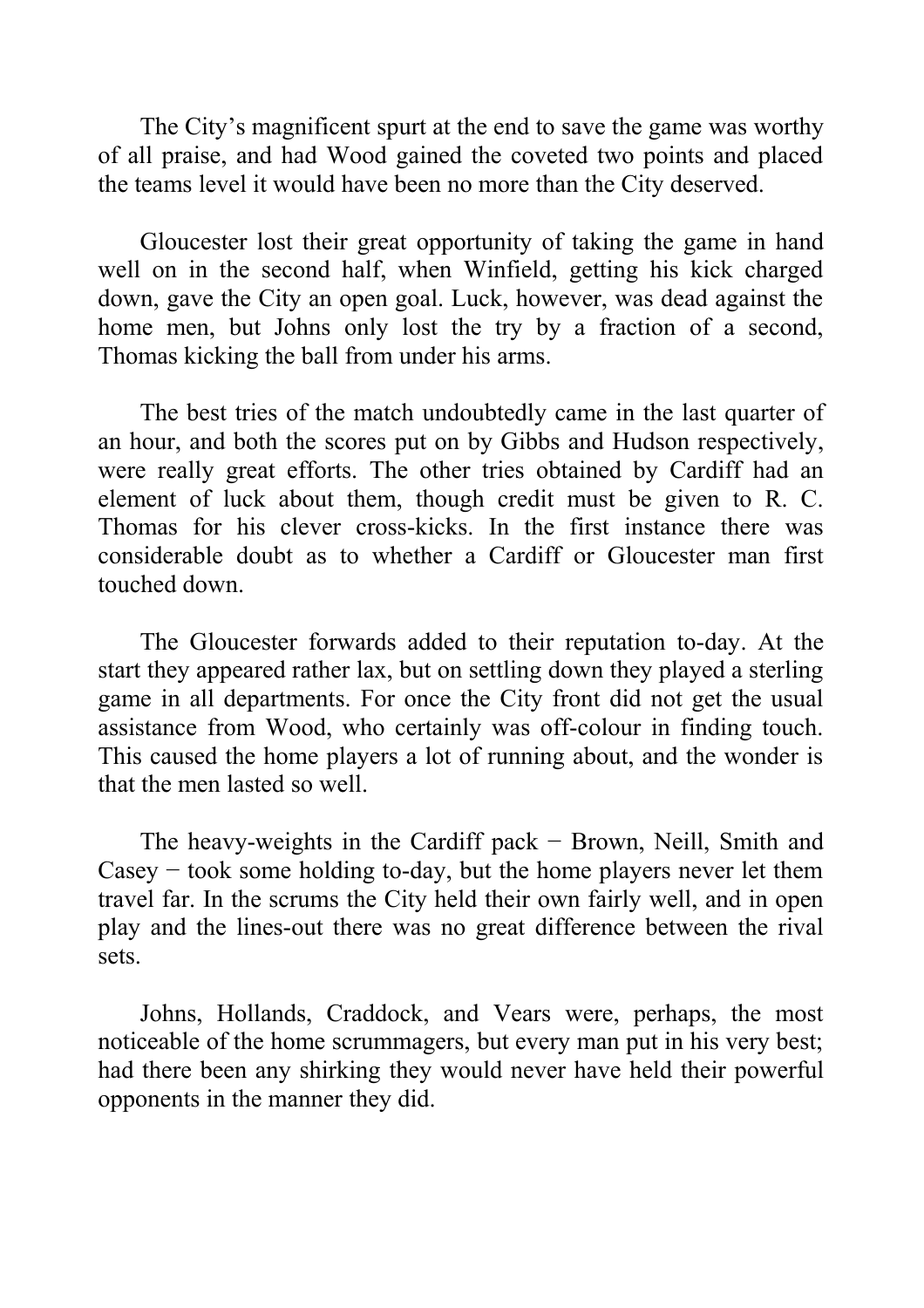The City's magnificent spurt at the end to save the game was worthy of all praise, and had Wood gained the coveted two points and placed the teams level it would have been no more than the City deserved.

Gloucester lost their great opportunity of taking the game in hand well on in the second half, when Winfield, getting his kick charged down, gave the City an open goal. Luck, however, was dead against the home men, but Johns only lost the try by a fraction of a second, Thomas kicking the ball from under his arms.

The best tries of the match undoubtedly came in the last quarter of an hour, and both the scores put on by Gibbs and Hudson respectively, were really great efforts. The other tries obtained by Cardiff had an element of luck about them, though credit must be given to R. C. Thomas for his clever cross-kicks. In the first instance there was considerable doubt as to whether a Cardiff or Gloucester man first touched down.

The Gloucester forwards added to their reputation to-day. At the start they appeared rather lax, but on settling down they played a sterling game in all departments. For once the City front did not get the usual assistance from Wood, who certainly was off-colour in finding touch. This caused the home players a lot of running about, and the wonder is that the men lasted so well.

The heavy-weights in the Cardiff pack − Brown, Neill, Smith and Casey − took some holding to-day, but the home players never let them travel far. In the scrums the City held their own fairly well, and in open play and the lines-out there was no great difference between the rival sets.

Johns, Hollands, Craddock, and Vears were, perhaps, the most noticeable of the home scrummagers, but every man put in his very best; had there been any shirking they would never have held their powerful opponents in the manner they did.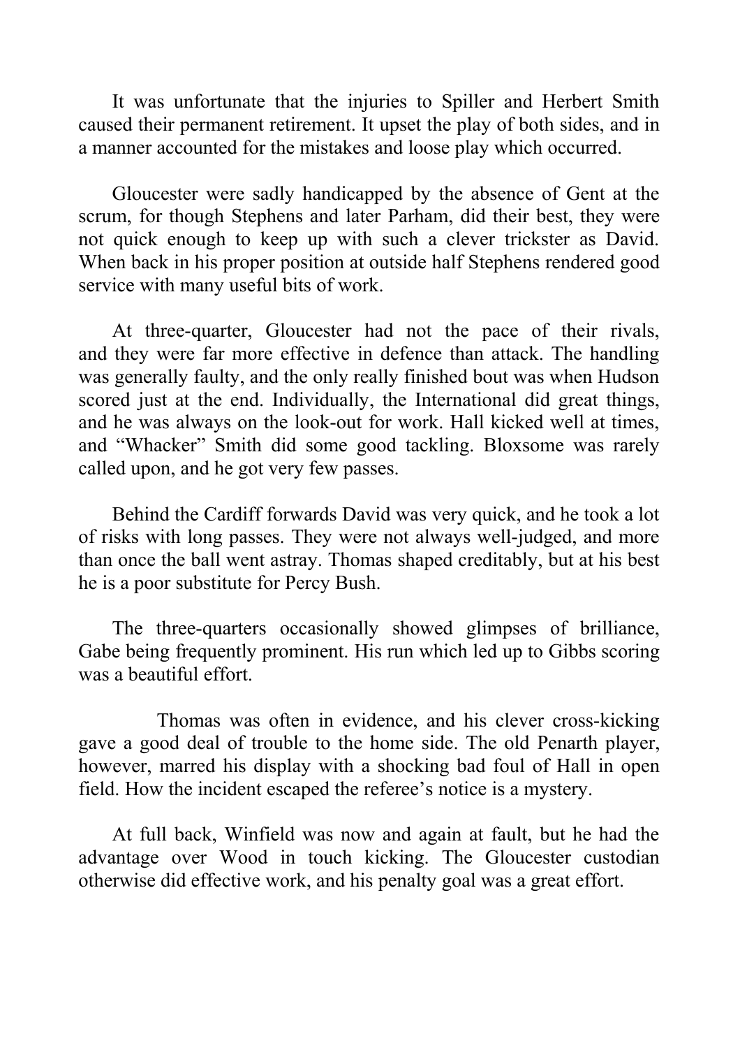It was unfortunate that the injuries to Spiller and Herbert Smith caused their permanent retirement. It upset the play of both sides, and in a manner accounted for the mistakes and loose play which occurred.

Gloucester were sadly handicapped by the absence of Gent at the scrum, for though Stephens and later Parham, did their best, they were not quick enough to keep up with such a clever trickster as David. When back in his proper position at outside half Stephens rendered good service with many useful bits of work.

At three-quarter, Gloucester had not the pace of their rivals, and they were far more effective in defence than attack. The handling was generally faulty, and the only really finished bout was when Hudson scored just at the end. Individually, the International did great things, and he was always on the look-out for work. Hall kicked well at times, and "Whacker" Smith did some good tackling. Bloxsome was rarely called upon, and he got very few passes.

Behind the Cardiff forwards David was very quick, and he took a lot of risks with long passes. They were not always well-judged, and more than once the ball went astray. Thomas shaped creditably, but at his best he is a poor substitute for Percy Bush.

The three-quarters occasionally showed glimpses of brilliance, Gabe being frequently prominent. His run which led up to Gibbs scoring was a beautiful effort.

Thomas was often in evidence, and his clever cross-kicking gave a good deal of trouble to the home side. The old Penarth player, however, marred his display with a shocking bad foul of Hall in open field. How the incident escaped the referee's notice is a mystery.

At full back, Winfield was now and again at fault, but he had the advantage over Wood in touch kicking. The Gloucester custodian otherwise did effective work, and his penalty goal was a great effort.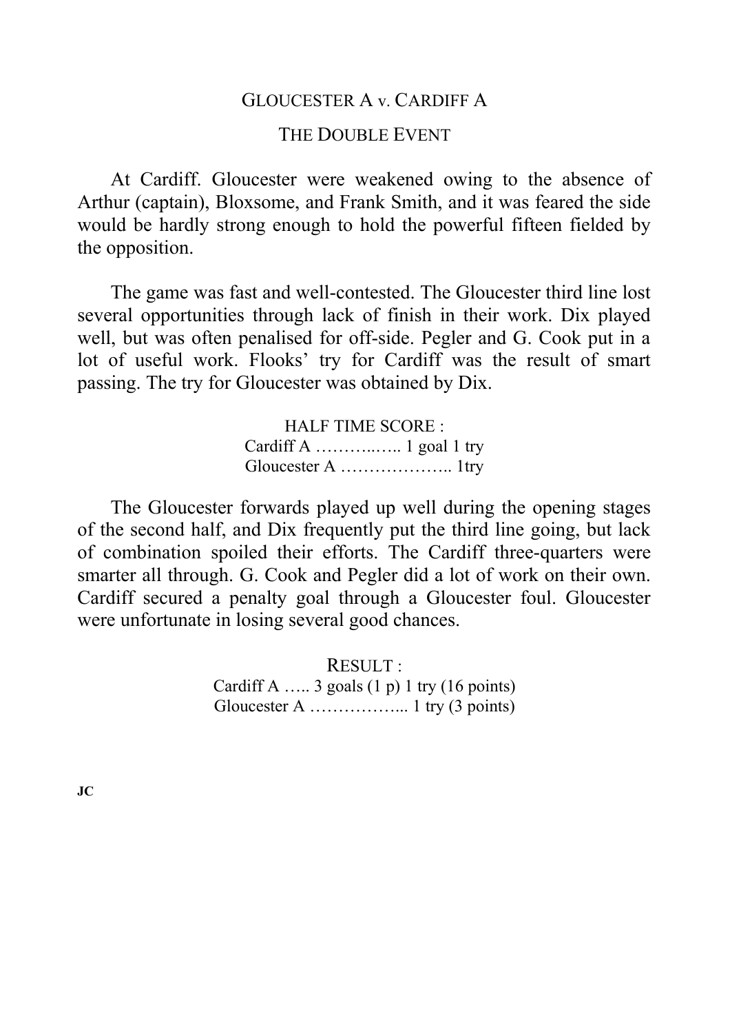## GLOUCESTER A v. CARDIFF A

### THE DOUBLE EVENT

At Cardiff. Gloucester were weakened owing to the absence of Arthur (captain), Bloxsome, and Frank Smith, and it was feared the side would be hardly strong enough to hold the powerful fifteen fielded by the opposition.

The game was fast and well-contested. The Gloucester third line lost several opportunities through lack of finish in their work. Dix played well, but was often penalised for off-side. Pegler and G. Cook put in a lot of useful work. Flooks' try for Cardiff was the result of smart passing. The try for Gloucester was obtained by Dix.

HALF TIME SCORE :
Cardiff A ………..….. 1 goal 1 try
Gloucester A ……………….. 1try

The Gloucester forwards played up well during the opening stages of the second half, and Dix frequently put the third line going, but lack of combination spoiled their efforts. The Cardiff three-quarters were smarter all through. G. Cook and Pegler did a lot of work on their own. Cardiff secured a penalty goal through a Gloucester foul. Gloucester were unfortunate in losing several good chances.

RESULT :
Cardiff A ….. 3 goals (1 p) 1 try (16 points)
Gloucester A ……………... 1 try (3 points)

**JC**